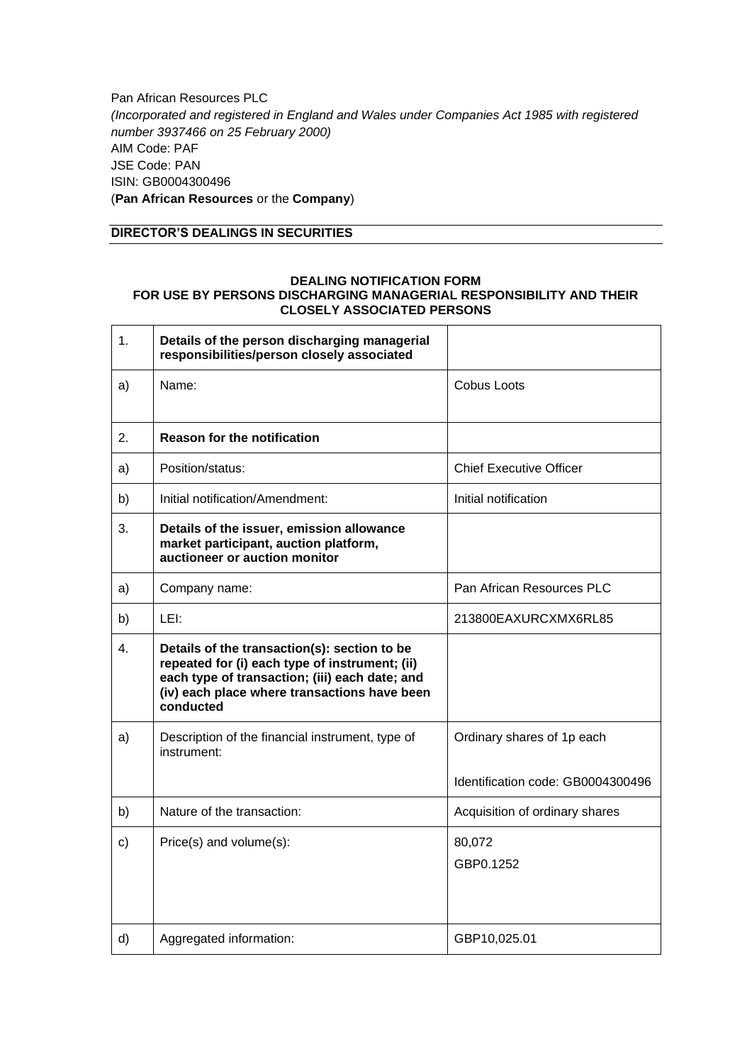Pan African Resources PLC
*(Incorporated and registered in England and Wales under Companies Act 1985 with registered number 3937466 on 25 February 2000)*
AIM Code: PAF
JSE Code: PAN
ISIN: GB0004300496
(**Pan African Resources** or the **Company**)

## DIRECTOR'S DEALINGS IN SECURITIES

### DEALING NOTIFICATION FORM FOR USE BY PERSONS DISCHARGING MANAGERIAL RESPONSIBILITY AND THEIR CLOSELY ASSOCIATED PERSONS

| | | |
|---|---|---|
| 1. | **Details of the person discharging managerial responsibilities/person closely associated** | |
| a) | Name: | Cobus Loots |
| 2. | **Reason for the notification** | |
| a) | Position/status: | Chief Executive Officer |
| b) | Initial notification/Amendment: | Initial notification |
| 3. | **Details of the issuer, emission allowance market participant, auction platform, auctioneer or auction monitor** | |
| a) | Company name: | Pan African Resources PLC |
| b) | LEI: | 213800EAXURCXMX6RL85 |
| 4. | **Details of the transaction(s): section to be repeated for (i) each type of instrument; (ii) each type of transaction; (iii) each date; and (iv) each place where transactions have been conducted** | |
| a) | Description of the financial instrument, type of instrument: | Ordinary shares of 1p each<br><br>Identification code: GB0004300496 |
| b) | Nature of the transaction: | Acquisition of ordinary shares |
| c) | Price(s) and volume(s): | 80,072<br>GBP0.1252 |
| d) | Aggregated information: | GBP10,025.01 |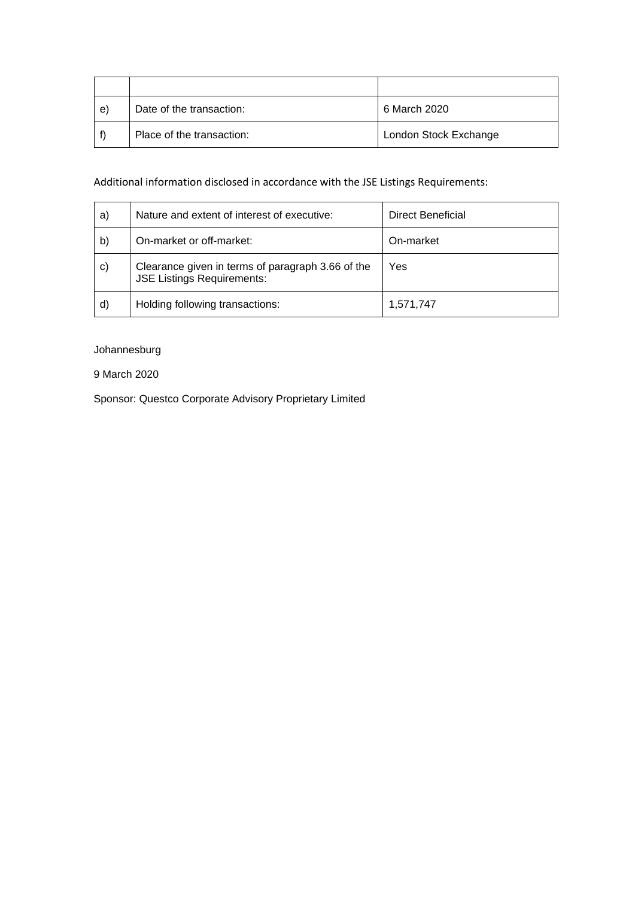| | | |
|---|---|---|
| e) | Date of the transaction: | 6 March 2020 |
| f) | Place of the transaction: | London Stock Exchange |

Additional information disclosed in accordance with the JSE Listings Requirements:

| | | |
|---|---|---|
| a) | Nature and extent of interest of executive: | Direct Beneficial |
| b) | On-market or off-market: | On-market |
| c) | Clearance given in terms of paragraph 3.66 of the JSE Listings Requirements: | Yes |
| d) | Holding following transactions: | 1,571,747 |

Johannesburg

9 March 2020

Sponsor: Questco Corporate Advisory Proprietary Limited